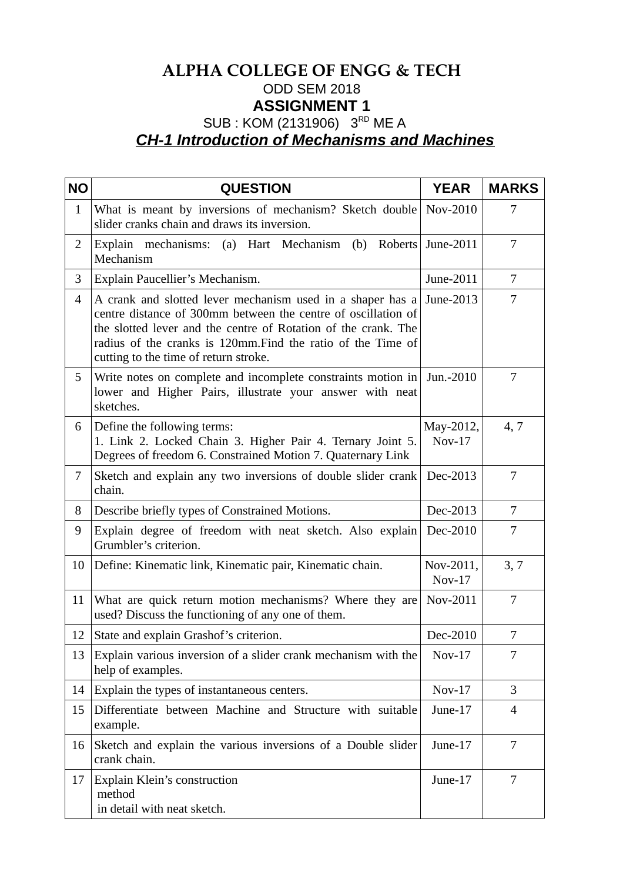# ALPHA COLLEGE OF ENGG & TECH

ODD SEM 2018

## ASSIGNMENT 1

SUB : KOM (2131906) 3RD ME A

***CH-1 Introduction of Mechanisms and Machines***

| NO | QUESTION | YEAR | MARKS |
|---|---|---|---|
| 1 | What is meant by inversions of mechanism? Sketch double slider cranks chain and draws its inversion. | Nov-2010 | 7 |
| 2 | Explain mechanisms: (a) Hart Mechanism (b) Roberts Mechanism | June-2011 | 7 |
| 3 | Explain Paucellier's Mechanism. | June-2011 | 7 |
| 4 | A crank and slotted lever mechanism used in a shaper has a centre distance of 300mm between the centre of oscillation of the slotted lever and the centre of Rotation of the crank. The radius of the cranks is 120mm.Find the ratio of the Time of cutting to the time of return stroke. | June-2013 | 7 |
| 5 | Write notes on complete and incomplete constraints motion in lower and Higher Pairs, illustrate your answer with neat sketches. | Jun.-2010 | 7 |
| 6 | Define the following terms:<br>1. Link 2. Locked Chain 3. Higher Pair 4. Ternary Joint 5. Degrees of freedom 6. Constrained Motion 7. Quaternary Link | May-2012, Nov-17 | 4, 7 |
| 7 | Sketch and explain any two inversions of double slider crank chain. | Dec-2013 | 7 |
| 8 | Describe briefly types of Constrained Motions. | Dec-2013 | 7 |
| 9 | Explain degree of freedom with neat sketch. Also explain Grumbler's criterion. | Dec-2010 | 7 |
| 10 | Define: Kinematic link, Kinematic pair, Kinematic chain. | Nov-2011, Nov-17 | 3, 7 |
| 11 | What are quick return motion mechanisms? Where they are used? Discuss the functioning of any one of them. | Nov-2011 | 7 |
| 12 | State and explain Grashof's criterion. | Dec-2010 | 7 |
| 13 | Explain various inversion of a slider crank mechanism with the help of examples. | Nov-17 | 7 |
| 14 | Explain the types of instantaneous centers. | Nov-17 | 3 |
| 15 | Differentiate between Machine and Structure with suitable example. | June-17 | 4 |
| 16 | Sketch and explain the various inversions of a Double slider crank chain. | June-17 | 7 |
| 17 | Explain Klein's construction method in detail with neat sketch. | June-17 | 7 |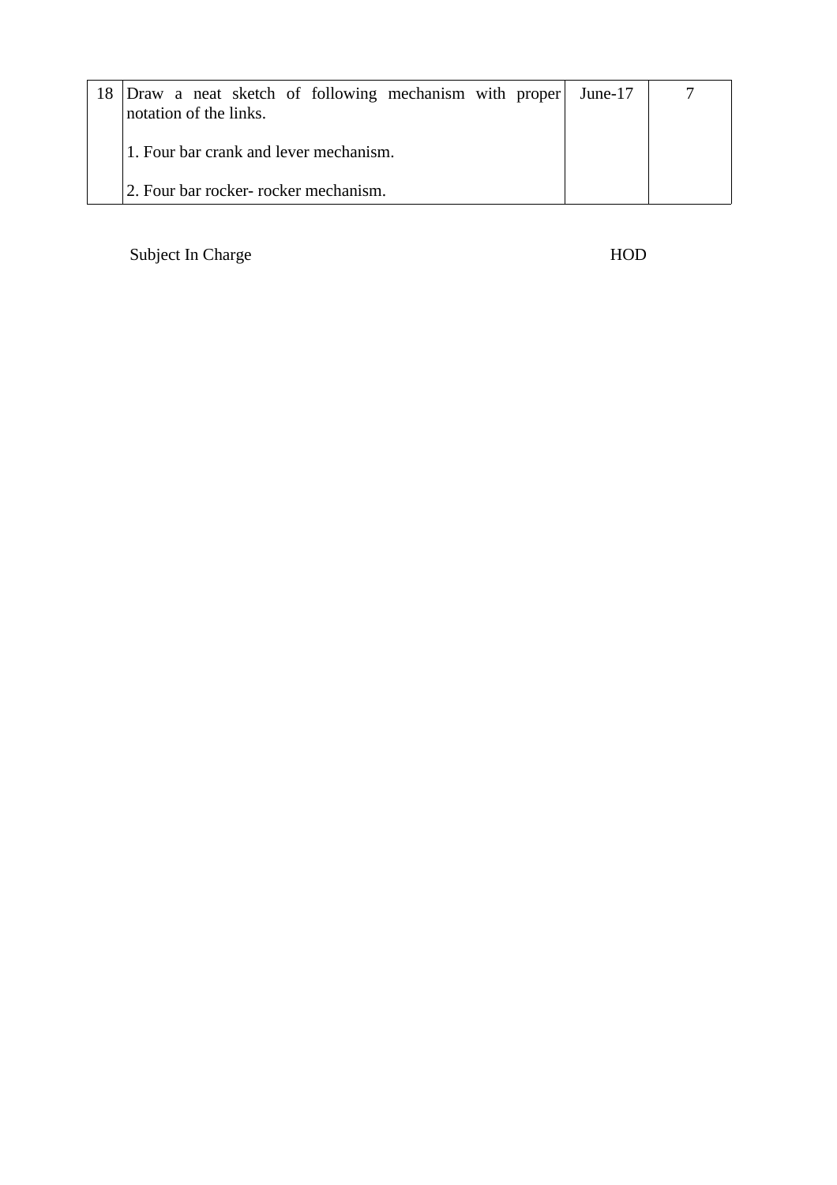| 18 | Draw a neat sketch of following mechanism with proper notation of the links.<br><br>1. Four bar crank and lever mechanism.<br><br>2. Four bar rocker- rocker mechanism. | June-17 | 7 |
|---|---|---|---|

Subject In Charge HOD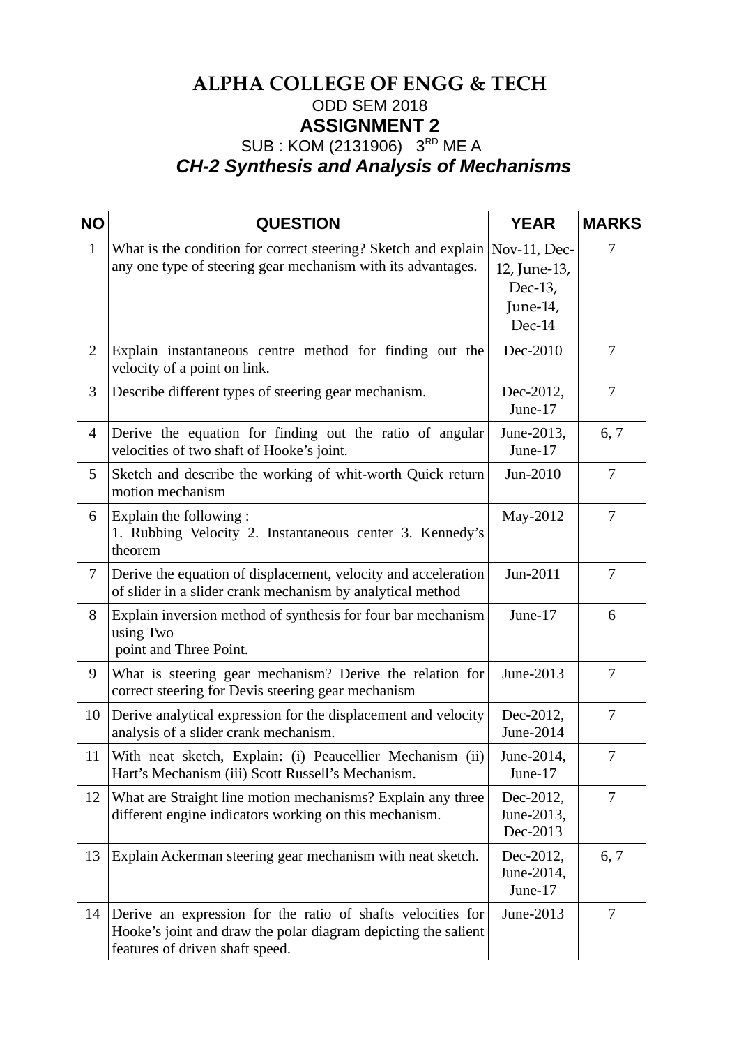# ALPHA COLLEGE OF ENGG & TECH

ODD SEM 2018

## ASSIGNMENT 2

SUB : KOM (2131906) 3RD ME A

***CH-2 Synthesis and Analysis of Mechanisms***

| NO | QUESTION | YEAR | MARKS |
|---|---|---|---|
| 1 | What is the condition for correct steering? Sketch and explain any one type of steering gear mechanism with its advantages. | Nov-11, Dec-12, June-13, Dec-13, June-14, Dec-14 | 7 |
| 2 | Explain instantaneous centre method for finding out the velocity of a point on link. | Dec-2010 | 7 |
| 3 | Describe different types of steering gear mechanism. | Dec-2012, June-17 | 7 |
| 4 | Derive the equation for finding out the ratio of angular velocities of two shaft of Hooke's joint. | June-2013, June-17 | 6, 7 |
| 5 | Sketch and describe the working of whit-worth Quick return motion mechanism | Jun-2010 | 7 |
| 6 | Explain the following : 1. Rubbing Velocity 2. Instantaneous center 3. Kennedy's theorem | May-2012 | 7 |
| 7 | Derive the equation of displacement, velocity and acceleration of slider in a slider crank mechanism by analytical method | Jun-2011 | 7 |
| 8 | Explain inversion method of synthesis for four bar mechanism using Two point and Three Point. | June-17 | 6 |
| 9 | What is steering gear mechanism? Derive the relation for correct steering for Devis steering gear mechanism | June-2013 | 7 |
| 10 | Derive analytical expression for the displacement and velocity analysis of a slider crank mechanism. | Dec-2012, June-2014 | 7 |
| 11 | With neat sketch, Explain: (i) Peaucellier Mechanism (ii) Hart's Mechanism (iii) Scott Russell's Mechanism. | June-2014, June-17 | 7 |
| 12 | What are Straight line motion mechanisms? Explain any three different engine indicators working on this mechanism. | Dec-2012, June-2013, Dec-2013 | 7 |
| 13 | Explain Ackerman steering gear mechanism with neat sketch. | Dec-2012, June-2014, June-17 | 6, 7 |
| 14 | Derive an expression for the ratio of shafts velocities for Hooke's joint and draw the polar diagram depicting the salient features of driven shaft speed. | June-2013 | 7 |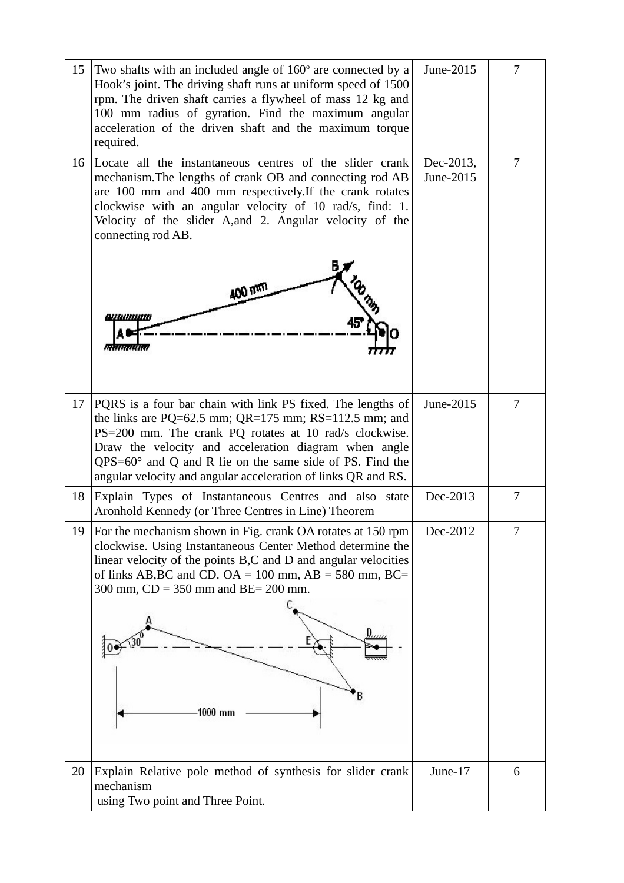| | | | |
|---|---|---|---|
| 15 | Two shafts with an included angle of 160° are connected by a Hook's joint. The driving shaft runs at uniform speed of 1500 rpm. The driven shaft carries a flywheel of mass 12 kg and 100 mm radius of gyration. Find the maximum angular acceleration of the driven shaft and the maximum torque required. | June-2015 | 7 |
| 16 | Locate all the instantaneous centres of the slider crank mechanism.The lengths of crank OB and connecting rod AB are 100 mm and 400 mm respectively.If the crank rotates clockwise with an angular velocity of 10 rad/s, find: 1. Velocity of the slider A,and 2. Angular velocity of the connecting rod AB. | Dec-2013, June-2015 | 7 |
| 17 | PQRS is a four bar chain with link PS fixed. The lengths of the links are PQ=62.5 mm; QR=175 mm; RS=112.5 mm; and PS=200 mm. The crank PQ rotates at 10 rad/s clockwise. Draw the velocity and acceleration diagram when angle QPS=60° and Q and R lie on the same side of PS. Find the angular velocity and angular acceleration of links QR and RS. | June-2015 | 7 |
| 18 | Explain Types of Instantaneous Centres and also state Aronhold Kennedy (or Three Centres in Line) Theorem | Dec-2013 | 7 |
| 19 | For the mechanism shown in Fig. crank OA rotates at 150 rpm clockwise. Using Instantaneous Center Method determine the linear velocity of the points B,C and D and angular velocities of links AB,BC and CD. OA = 100 mm, AB = 580 mm, BC= 300 mm, CD = 350 mm and BE= 200 mm. | Dec-2012 | 7 |
| 20 | Explain Relative pole method of synthesis for slider crank mechanism using Two point and Three Point. | June-17 | 6 |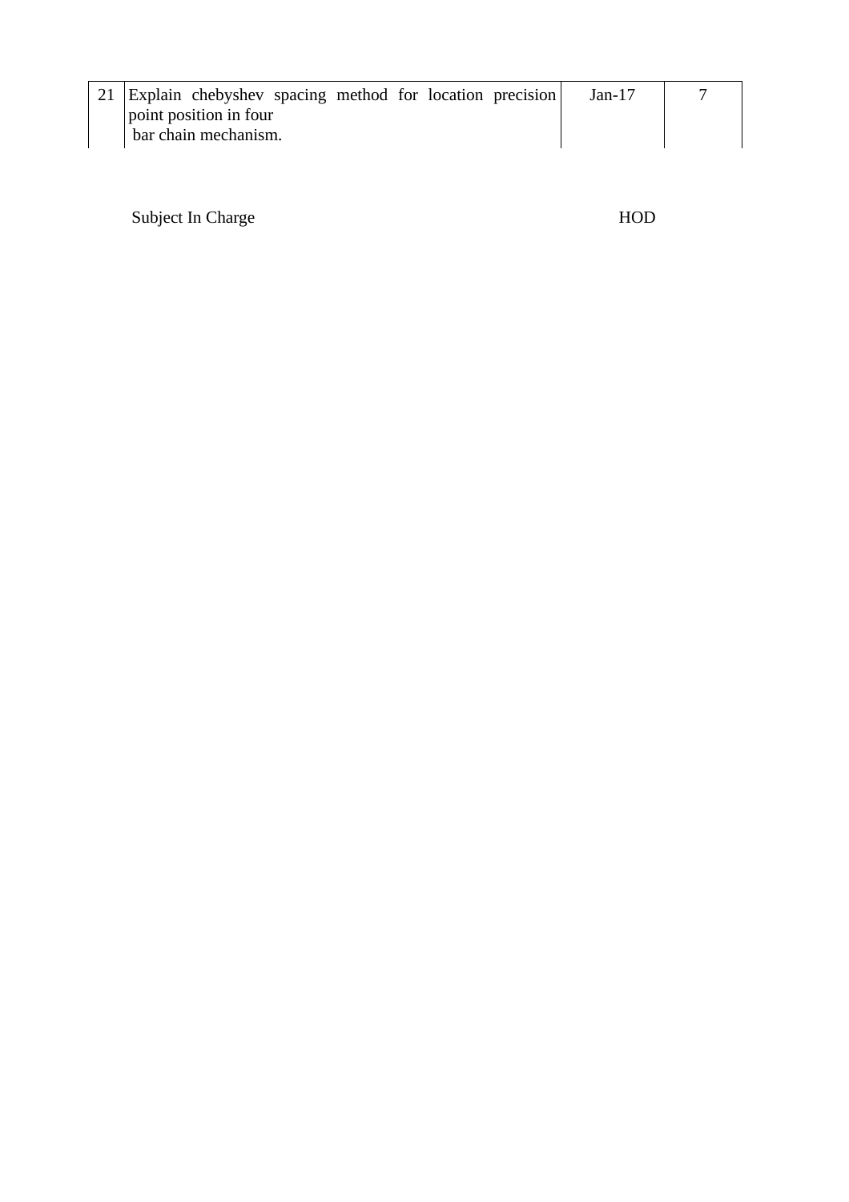| | | | |
|---|---|---|---|
| 21 | Explain chebyshev spacing method for location precision point position in four bar chain mechanism. | Jan-17 | 7 |

Subject In Charge HOD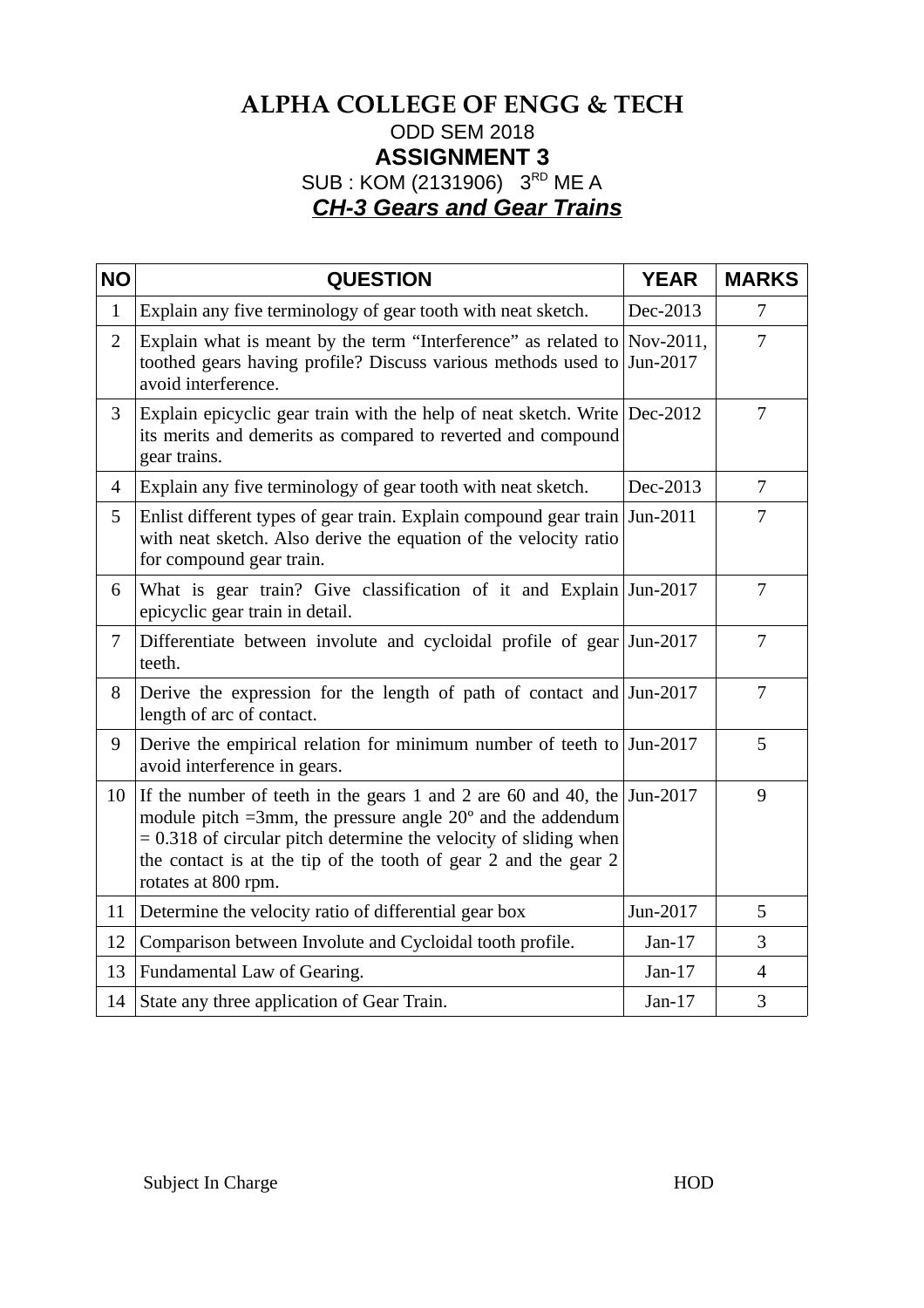# ALPHA COLLEGE OF ENGG & TECH

ODD SEM 2018

## ASSIGNMENT 3

SUB : KOM (2131906)   3[RD] ME A

***CH-3 Gears and Gear Trains***

| NO | QUESTION | YEAR | MARKS |
|---|---|---|---|
| 1 | Explain any five terminology of gear tooth with neat sketch. | Dec-2013 | 7 |
| 2 | Explain what is meant by the term "Interference" as related to toothed gears having profile? Discuss various methods used to avoid interference. | Nov-2011, Jun-2017 | 7 |
| 3 | Explain epicyclic gear train with the help of neat sketch. Write its merits and demerits as compared to reverted and compound gear trains. | Dec-2012 | 7 |
| 4 | Explain any five terminology of gear tooth with neat sketch. | Dec-2013 | 7 |
| 5 | Enlist different types of gear train. Explain compound gear train with neat sketch. Also derive the equation of the velocity ratio for compound gear train. | Jun-2011 | 7 |
| 6 | What is gear train? Give classification of it and Explain epicyclic gear train in detail. | Jun-2017 | 7 |
| 7 | Differentiate between involute and cycloidal profile of gear teeth. | Jun-2017 | 7 |
| 8 | Derive the expression for the length of path of contact and length of arc of contact. | Jun-2017 | 7 |
| 9 | Derive the empirical relation for minimum number of teeth to avoid interference in gears. | Jun-2017 | 5 |
| 10 | If the number of teeth in the gears 1 and 2 are 60 and 40, the module pitch =3mm, the pressure angle 20º and the addendum = 0.318 of circular pitch determine the velocity of sliding when the contact is at the tip of the tooth of gear 2 and the gear 2 rotates at 800 rpm. | Jun-2017 | 9 |
| 11 | Determine the velocity ratio of differential gear box | Jun-2017 | 5 |
| 12 | Comparison between Involute and Cycloidal tooth profile. | Jan-17 | 3 |
| 13 | Fundamental Law of Gearing. | Jan-17 | 4 |
| 14 | State any three application of Gear Train. | Jan-17 | 3 |

Subject In Charge                                                                                     HOD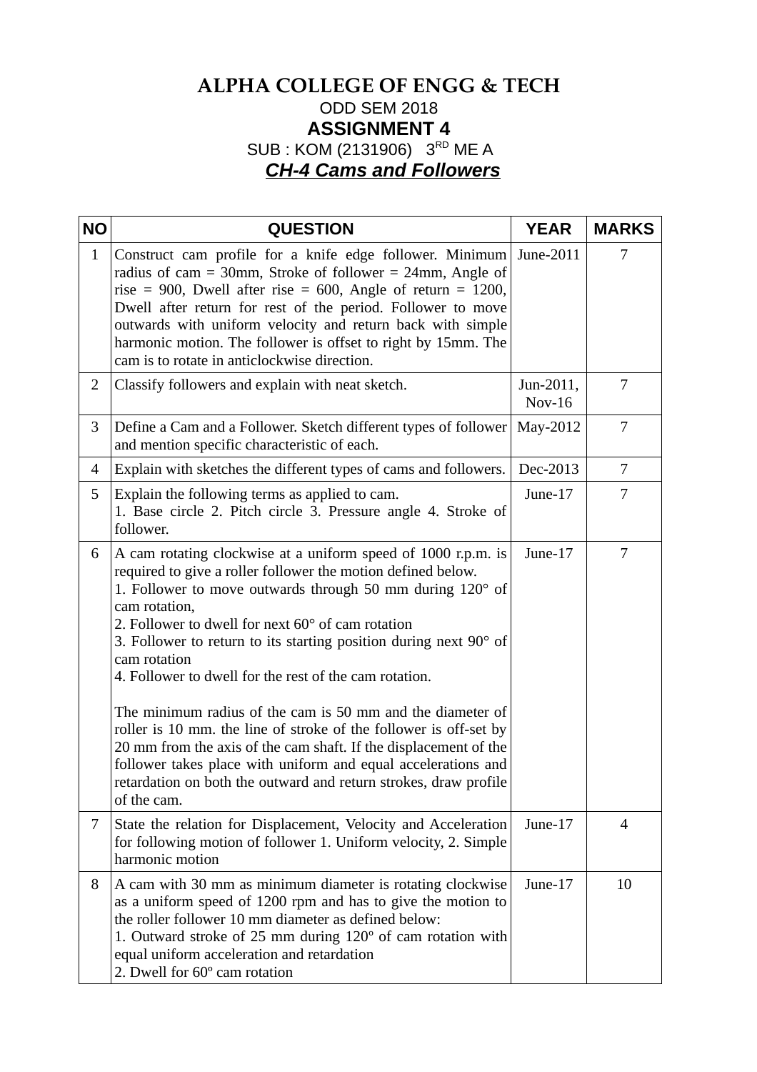# ALPHA COLLEGE OF ENGG & TECH

ODD SEM 2018

## ASSIGNMENT 4

SUB : KOM (2131906)   3[RD] ME A

***CH-4 Cams and Followers***

| NO | QUESTION | YEAR | MARKS |
|---|---|---|---|
| 1 | Construct cam profile for a knife edge follower. Minimum radius of cam = 30mm, Stroke of follower = 24mm, Angle of rise = 900, Dwell after rise = 600, Angle of return = 1200, Dwell after return for rest of the period. Follower to move outwards with uniform velocity and return back with simple harmonic motion. The follower is offset to right by 15mm. The cam is to rotate in anticlockwise direction. | June-2011 | 7 |
| 2 | Classify followers and explain with neat sketch. | Jun-2011, Nov-16 | 7 |
| 3 | Define a Cam and a Follower. Sketch different types of follower and mention specific characteristic of each. | May-2012 | 7 |
| 4 | Explain with sketches the different types of cams and followers. | Dec-2013 | 7 |
| 5 | Explain the following terms as applied to cam.<br>1. Base circle 2. Pitch circle 3. Pressure angle 4. Stroke of follower. | June-17 | 7 |
| 6 | A cam rotating clockwise at a uniform speed of 1000 r.p.m. is required to give a roller follower the motion defined below.<br>1. Follower to move outwards through 50 mm during 120° of cam rotation,<br>2. Follower to dwell for next 60° of cam rotation<br>3. Follower to return to its starting position during next 90° of cam rotation<br>4. Follower to dwell for the rest of the cam rotation.<br><br>The minimum radius of the cam is 50 mm and the diameter of roller is 10 mm. the line of stroke of the follower is off-set by 20 mm from the axis of the cam shaft. If the displacement of the follower takes place with uniform and equal accelerations and retardation on both the outward and return strokes, draw profile of the cam. | June-17 | 7 |
| 7 | State the relation for Displacement, Velocity and Acceleration for following motion of follower 1. Uniform velocity, 2. Simple harmonic motion | June-17 | 4 |
| 8 | A cam with 30 mm as minimum diameter is rotating clockwise as a uniform speed of 1200 rpm and has to give the motion to the roller follower 10 mm diameter as defined below:<br>1. Outward stroke of 25 mm during 120º of cam rotation with equal uniform acceleration and retardation<br>2. Dwell for 60º cam rotation | June-17 | 10 |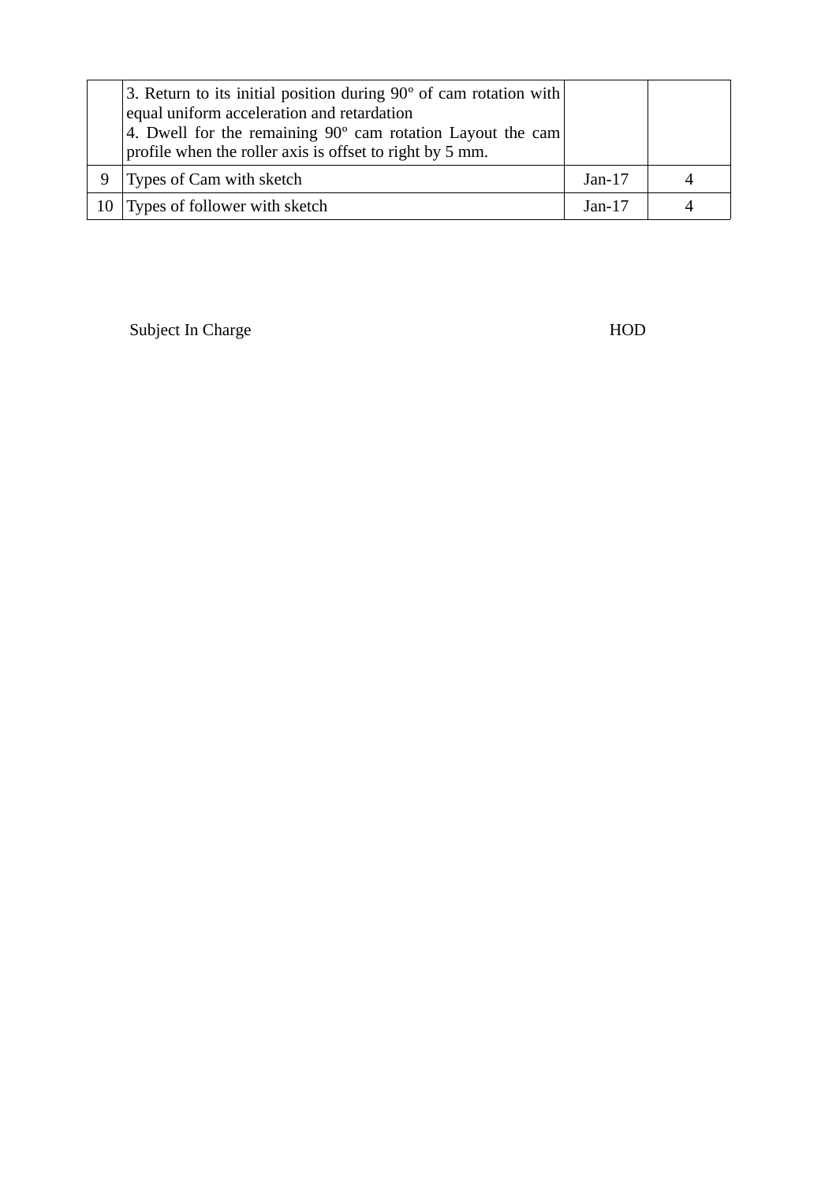| | | | |
|---|---|---|---|
| | 3. Return to its initial position during 90º of cam rotation with equal uniform acceleration and retardation<br>4. Dwell for the remaining 90º cam rotation Layout the cam profile when the roller axis is offset to right by 5 mm. | | |
| 9 | Types of Cam with sketch | Jan-17 | 4 |
| 10 | Types of follower with sketch | Jan-17 | 4 |

Subject In Charge HOD